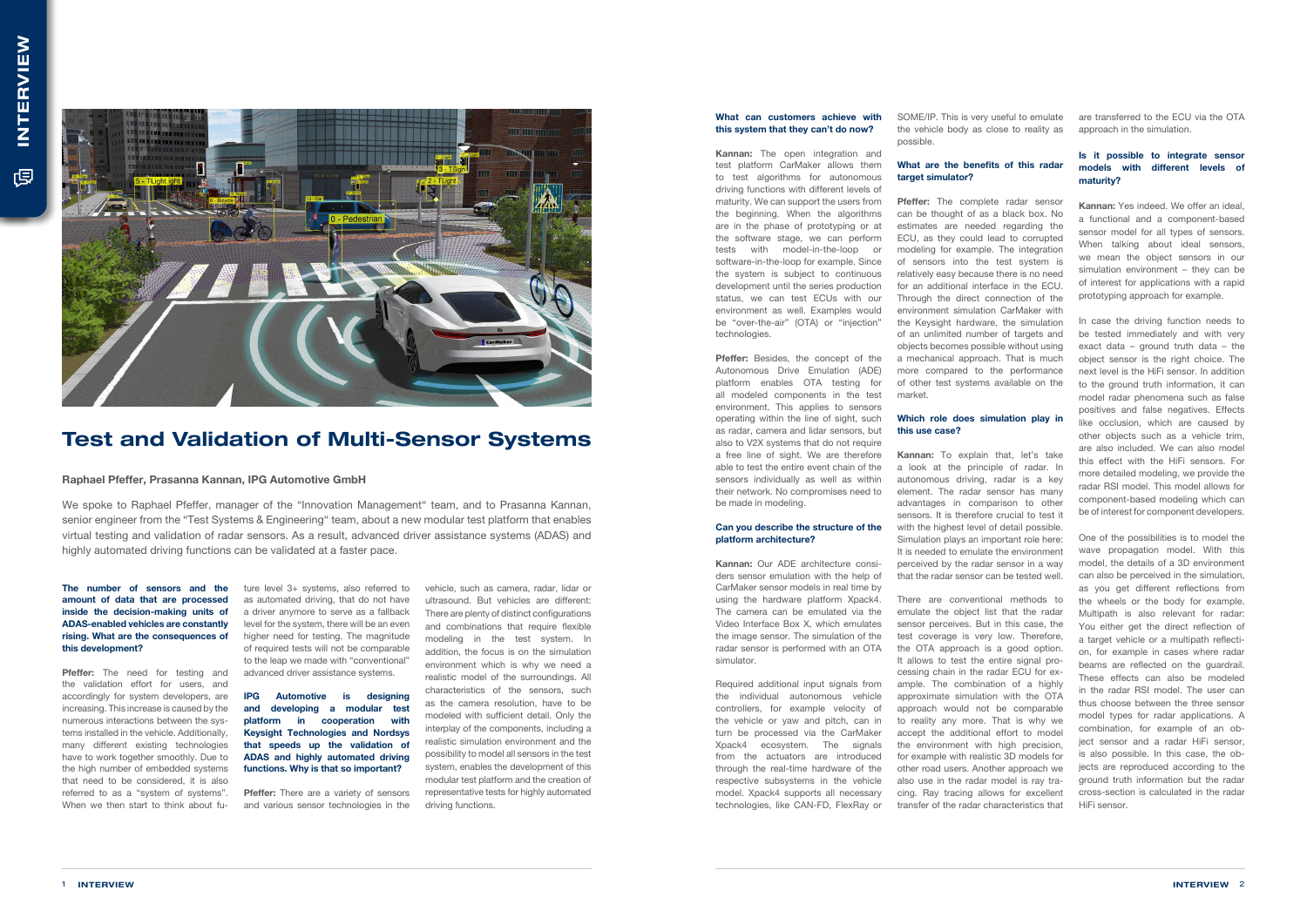# Test and Validation of Multi-Sensor Systems

**Raphael Pfeffer, Prasanna Kannan, IPG Automotive GmbH**

We spoke to Raphael Pfeffer, manager of the "Innovation Management" team, and to Prasanna Kannan, senior engineer from the "Test Systems & Engineering" team, about a new modular test platform that enables virtual testing and validation of radar sensors. As a result, advanced driver assistance systems (ADAS) and highly automated driving functions can be validated at a faster pace.

**The number of sensors and the amount of data that are processed inside the decision-making units of ADAS-enabled vehicles are constantly rising. What are the consequences of this development?**

**Pfeffer:** The need for testing and the validation effort for users, and accordingly for system developers, are increasing. This increase is caused by the numerous interactions between the systems installed in the vehicle. Additionally, many different existing technologies have to work together smoothly. Due to the high number of embedded systems that need to be considered, it is also referred to as a "system of systems". When we then start to think about future level 3+ systems, also referred to as automated driving, that do not have a driver anymore to serve as a fallback level for the system, there will be an even higher need for testing. The magnitude of required tests will not be comparable to the leap we made with "conventional" advanced driver assistance systems.

**IPG Automotive is designing and developing a modular test platform in cooperation with Keysight Technologies and Nordsys that speeds up the validation of ADAS and highly automated driving functions. Why is that so important?**

**Pfeffer:** There are a variety of sensors and various sensor technologies in the vehicle, such as camera, radar, lidar or ultrasound. But vehicles are different: There are plenty of distinct configurations and combinations that require flexible modeling in the test system. In addition, the focus is on the simulation environment which is why we need a realistic model of the surroundings. All characteristics of the sensors, such as the camera resolution, have to be modeled with sufficient detail. Only the interplay of the components, including a realistic simulation environment and the possibility to model all sensors in the test system, enables the development of this modular test platform and the creation of representative tests for highly automated driving functions.

**What can customers achieve with this system that they can't do now?**

**Kannan:** The open integration and test platform CarMaker allows them to test algorithms for autonomous driving functions with different levels of maturity. We can support the users from the beginning. When the algorithms are in the phase of prototyping or at the software stage, we can perform tests with model-in-the-loop or software-in-the-loop for example. Since the system is subject to continuous development until the series production status, we can test ECUs with our environment as well. Examples would be "over-the-air" (OTA) or "injection" technologies.

**Pfeffer:** Besides, the concept of the Autonomous Drive Emulation (ADE) platform enables OTA testing for all modeled components in the test environment. This applies to sensors operating within the line of sight, such as radar, camera and lidar sensors, but also to V2X systems that do not require a free line of sight. We are therefore able to test the entire event chain of the sensors individually as well as within their network. No compromises need to be made in modeling.

**Can you describe the structure of the platform architecture?**

**Kannan:** Our ADE architecture considers sensor emulation with the help of CarMaker sensor models in real time by using the hardware platform Xpack4. The camera can be emulated via the Video Interface Box X, which emulates the image sensor. The simulation of the radar sensor is performed with an OTA simulator.

Required additional input signals from the individual autonomous vehicle controllers, for example velocity of the vehicle or yaw and pitch, can in turn be processed via the CarMaker Xpack4 ecosystem. The signals from the actuators are introduced through the real-time hardware of the respective subsystems in the vehicle model. Xpack4 supports all necessary technologies, like CAN-FD, FlexRay or SOME/IP. This is very useful to emulate the vehicle body as close to reality as possible.

**What are the benefits of this radar target simulator?**

**Pfeffer:** The complete radar sensor can be thought of as a black box. No estimates are needed regarding the ECU, as they could lead to corrupted modeling for example. The integration of sensors into the test system is relatively easy because there is no need for an additional interface in the ECU. Through the direct connection of the environment simulation CarMaker with the Keysight hardware, the simulation of an unlimited number of targets and objects becomes possible without using a mechanical approach. That is much more compared to the performance of other test systems available on the market.

**Which role does simulation play in this use case?**

**Kannan:** To explain that, let's take a look at the principle of radar. In autonomous driving, radar is a key element. The radar sensor has many advantages in comparison to other sensors. It is therefore crucial to test it with the highest level of detail possible. Simulation plays an important role here: It is needed to emulate the environment perceived by the radar sensor in a way that the radar sensor can be tested well.

There are conventional methods to emulate the object list that the radar sensor perceives. But in this case, the test coverage is very low. Therefore, the OTA approach is a good option. It allows to test the entire signal processing chain in the radar ECU for example. The combination of a highly approximate simulation with the OTA approach would not be comparable to reality any more. That is why we accept the additional effort to model the environment with high precision, for example with realistic 3D models for other road users. Another approach we also use in the radar model is ray tracing. Ray tracing allows for excellent transfer of the radar characteristics that are transferred to the ECU via the OTA approach in the simulation.

**Is it possible to integrate sensor models with different levels of maturity?**

**Kannan:** Yes indeed. We offer an ideal, a functional and a component-based sensor model for all types of sensors. When talking about ideal sensors, we mean the object sensors in our simulation environment – they can be of interest for applications with a rapid prototyping approach for example.

In case the driving function needs to be tested immediately and with very exact data – ground truth data – the object sensor is the right choice. The next level is the HiFi sensor. In addition to the ground truth information, it can model radar phenomena such as false positives and false negatives. Effects like occlusion, which are caused by other objects such as a vehicle trim, are also included. We can also model this effect with the HiFi sensors. For more detailed modeling, we provide the radar RSI model. This model allows for component-based modeling which can be of interest for component developers.

One of the possibilities is to model the wave propagation model. With this model, the details of a 3D environment can also be perceived in the simulation, as you get different reflections from the wheels or the body for example. Multipath is also relevant for radar: You either get the direct reflection of a target vehicle or a multipath reflection, for example in cases where radar beams are reflected on the guardrail. These effects can also be modeled in the radar RSI model. The user can thus choose between the three sensor model types for radar applications. A combination, for example of an object sensor and a radar HiFi sensor, is also possible. In this case, the objects are reproduced according to the ground truth information but the radar cross-section is calculated in the radar HiFi sensor.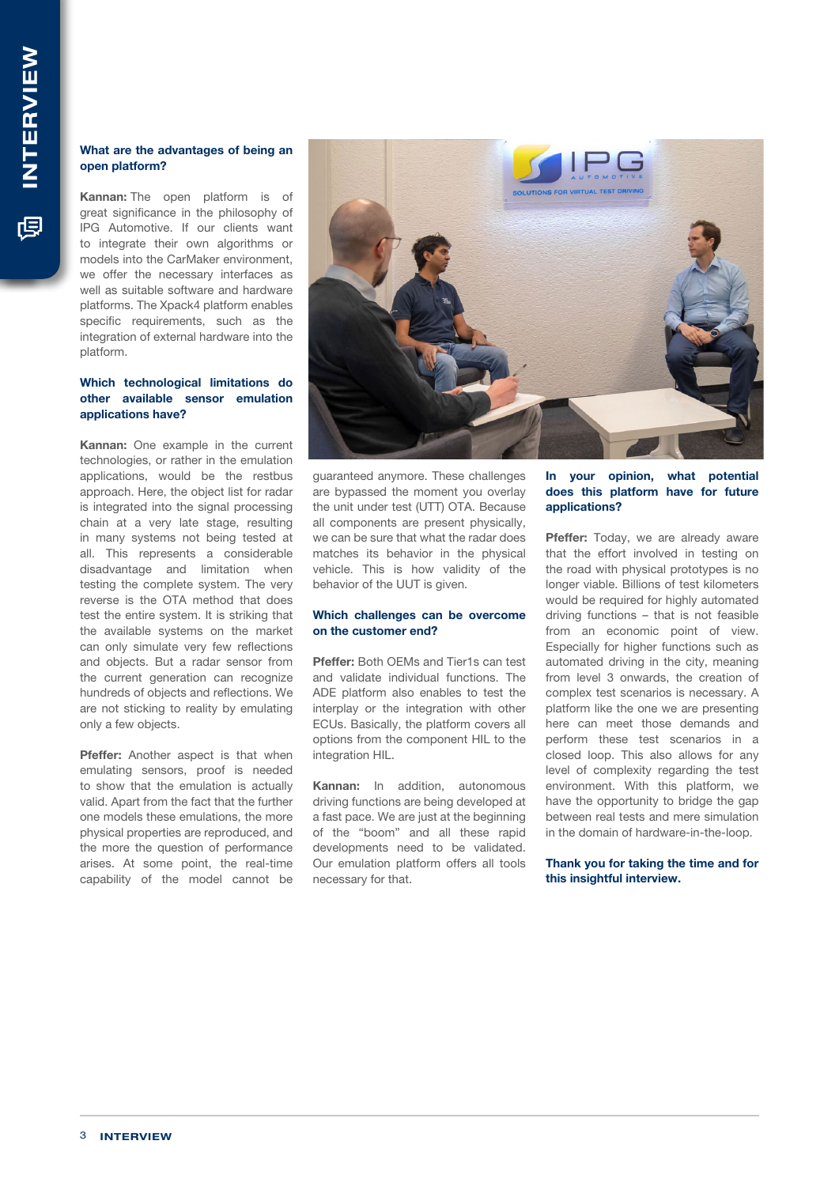**What are the advantages of being an open platform?**

**Kannan:** The open platform is of great significance in the philosophy of IPG Automotive. If our clients want to integrate their own algorithms or models into the CarMaker environment, we offer the necessary interfaces as well as suitable software and hardware platforms. The Xpack4 platform enables specific requirements, such as the integration of external hardware into the platform.

**Which technological limitations do other available sensor emulation applications have?**

**Kannan:** One example in the current technologies, or rather in the emulation applications, would be the restbus approach. Here, the object list for radar is integrated into the signal processing chain at a very late stage, resulting in many systems not being tested at all. This represents a considerable disadvantage and limitation when testing the complete system. The very reverse is the OTA method that does test the entire system. It is striking that the available systems on the market can only simulate very few reflections and objects. But a radar sensor from the current generation can recognize hundreds of objects and reflections. We are not sticking to reality by emulating only a few objects.

**Pfeffer:** Another aspect is that when emulating sensors, proof is needed to show that the emulation is actually valid. Apart from the fact that the further one models these emulations, the more physical properties are reproduced, and the more the question of performance arises. At some point, the real-time capability of the model cannot be guaranteed anymore. These challenges are bypassed the moment you overlay the unit under test (UTT) OTA. Because all components are present physically, we can be sure that what the radar does matches its behavior in the physical vehicle. This is how validity of the behavior of the UUT is given.

**Which challenges can be overcome on the customer end?**

**Pfeffer:** Both OEMs and Tier1s can test and validate individual functions. The ADE platform also enables to test the interplay or the integration with other ECUs. Basically, the platform covers all options from the component HIL to the integration HIL.

**Kannan:** In addition, autonomous driving functions are being developed at a fast pace. We are just at the beginning of the "boom" and all these rapid developments need to be validated. Our emulation platform offers all tools necessary for that.

**In your opinion, what potential does this platform have for future applications?**

**Pfeffer:** Today, we are already aware that the effort involved in testing on the road with physical prototypes is no longer viable. Billions of test kilometers would be required for highly automated driving functions – that is not feasible from an economic point of view. Especially for higher functions such as automated driving in the city, meaning from level 3 onwards, the creation of complex test scenarios is necessary. A platform like the one we are presenting here can meet those demands and perform these test scenarios in a closed loop. This also allows for any level of complexity regarding the test environment. With this platform, we have the opportunity to bridge the gap between real tests and mere simulation in the domain of hardware-in-the-loop.

**Thank you for taking the time and for this insightful interview.**